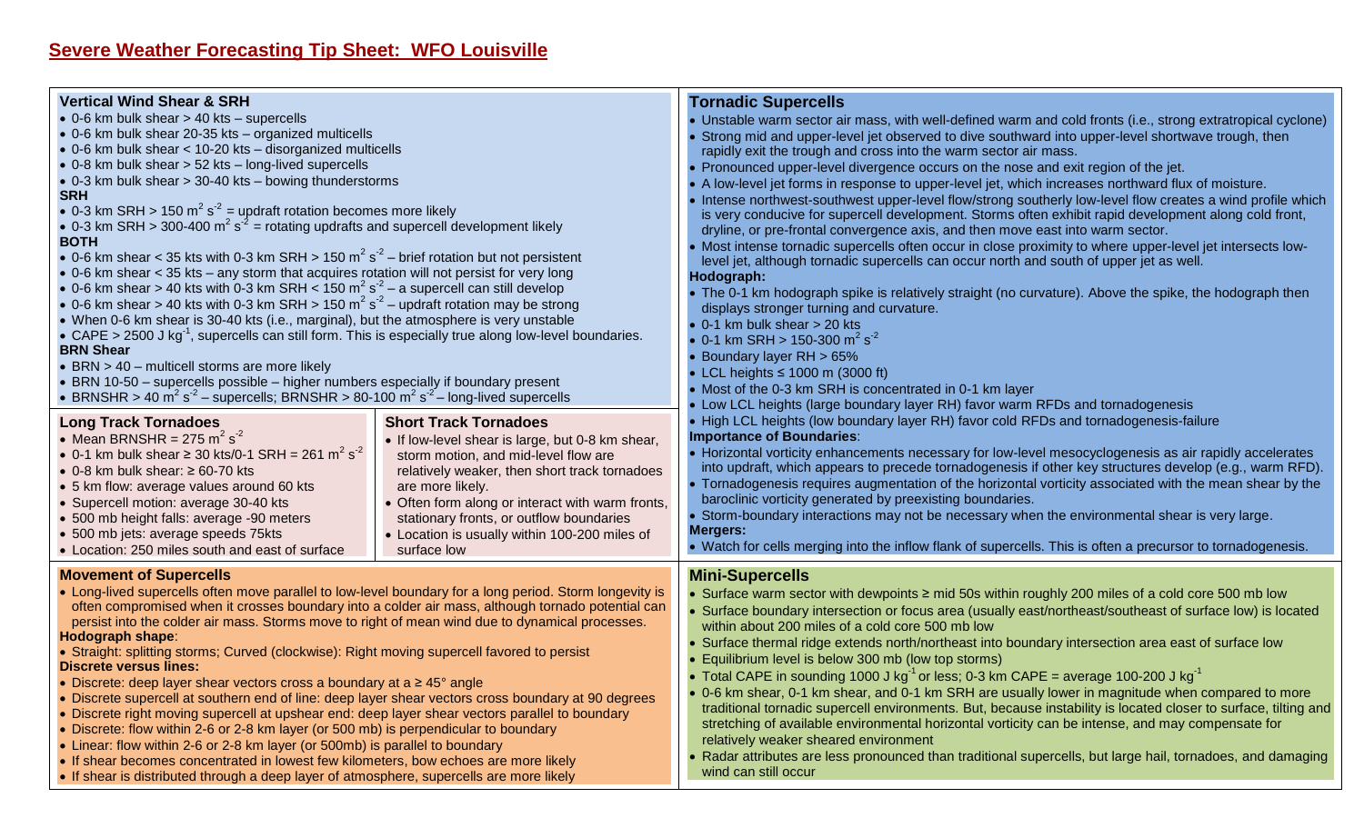# Severe Weather Forecasting Tip Sheet: WFO Louisville

## Vertical Wind Shear & SRH

- 0-6 km bulk shear > 40 kts – supercells
- 0-6 km bulk shear 20-35 kts – organized multicells
- 0-6 km bulk shear < 10-20 kts – disorganized multicells
- 0-8 km bulk shear > 52 kts – long-lived supercells
- 0-3 km bulk shear > 30-40 kts – bowing thunderstorms

**SRH**

- 0-3 km SRH > 150 $m^2 s^{-2}$ = updraft rotation becomes more likely
- 0-3 km SRH > 300-400 $m^2 s^{-2}$ = rotating updrafts and supercell development likely

**BOTH**

- 0-6 km shear < 35 kts with 0-3 km SRH > 150 $m^2 s^{-2}$ – brief rotation but not persistent
- 0-6 km shear < 35 kts – any storm that acquires rotation will not persist for very long
- 0-6 km shear > 40 kts with 0-3 km SRH < 150 $m^2 s^{-2}$ – a supercell can still develop
- 0-6 km shear > 40 kts with 0-3 km SRH > 150 $m^2 s^{-2}$ – updraft rotation may be strong
- When 0-6 km shear is 30-40 kts (i.e., marginal), but the atmosphere is very unstable
- CAPE > 2500 J $kg^{-1}$, supercells can still form. This is especially true along low-level boundaries.

**BRN Shear**

- BRN > 40 – multicell storms are more likely
- BRN 10-50 – supercells possible – higher numbers especially if boundary present
- BRNSHR > 40 $m^2 s^{-2}$ – supercells; BRNSHR > 80-100 $m^2 s^{-2}$ – long-lived supercells

## Long Track Tornadoes

- Mean BRNSHR = 275 $m^2 s^{-2}$
- 0-1 km bulk shear ≥ 30 kts/0-1 SRH = 261 $m^2 s^{-2}$
- 0-8 km bulk shear: ≥ 60-70 kts
- 5 km flow: average values around 60 kts
- Supercell motion: average 30-40 kts
- 500 mb height falls: average -90 meters
- 500 mb jets: average speeds 75kts
- Location: 250 miles south and east of surface

## Short Track Tornadoes

- If low-level shear is large, but 0-8 km shear, storm motion, and mid-level flow are relatively weaker, then short track tornadoes are more likely.
- Often form along or interact with warm fronts, stationary fronts, or outflow boundaries
- Location is usually within 100-200 miles of surface low

## Movement of Supercells

- Long-lived supercells often move parallel to low-level boundary for a long period. Storm longevity is often compromised when it crosses boundary into a colder air mass, although tornado potential can persist into the colder air mass. Storms move to right of mean wind due to dynamical processes.

**Hodograph shape**:

- Straight: splitting storms; Curved (clockwise): Right moving supercell favored to persist

**Discrete versus lines:**

- Discrete: deep layer shear vectors cross a boundary at a ≥ 45° angle
- Discrete supercell at southern end of line: deep layer shear vectors cross boundary at 90 degrees
- Discrete right moving supercell at upshear end: deep layer shear vectors parallel to boundary
- Discrete: flow within 2-6 or 2-8 km layer (or 500 mb) is perpendicular to boundary
- Linear: flow within 2-6 or 2-8 km layer (or 500mb) is parallel to boundary
- If shear becomes concentrated in lowest few kilometers, bow echoes are more likely
- If shear is distributed through a deep layer of atmosphere, supercells are more likely

## Tornadic Supercells

- Unstable warm sector air mass, with well-defined warm and cold fronts (i.e., strong extratropical cyclone)
- Strong mid and upper-level jet observed to dive southward into upper-level shortwave trough, then rapidly exit the trough and cross into the warm sector air mass.
- Pronounced upper-level divergence occurs on the nose and exit region of the jet.
- A low-level jet forms in response to upper-level jet, which increases northward flux of moisture.
- Intense northwest-southwest upper-level flow/strong southerly low-level flow creates a wind profile which is very conducive for supercell development. Storms often exhibit rapid development along cold front, dryline, or pre-frontal convergence axis, and then move east into warm sector.
- Most intense tornadic supercells often occur in close proximity to where upper-level jet intersects low-level jet, although tornadic supercells can occur north and south of upper jet as well.

**Hodograph:**

- The 0-1 km hodograph spike is relatively straight (no curvature). Above the spike, the hodograph then displays stronger turning and curvature.
- 0-1 km bulk shear > 20 kts
- 0-1 km SRH > 150-300 $m^2 s^{-2}$
- Boundary layer RH > 65%
- LCL heights ≤ 1000 m (3000 ft)
- Most of the 0-3 km SRH is concentrated in 0-1 km layer
- Low LCL heights (large boundary layer RH) favor warm RFDs and tornadogenesis
- High LCL heights (low boundary layer RH) favor cold RFDs and tornadogenesis-failure

**Importance of Boundaries**:

- Horizontal vorticity enhancements necessary for low-level mesocyclogenesis as air rapidly accelerates into updraft, which appears to precede tornadogenesis if other key structures develop (e.g., warm RFD).
- Tornadogenesis requires augmentation of the horizontal vorticity associated with the mean shear by the baroclinic vorticity generated by preexisting boundaries.
- Storm-boundary interactions may not be necessary when the environmental shear is very large.

**Mergers:**

- Watch for cells merging into the inflow flank of supercells. This is often a precursor to tornadogenesis.

## Mini-Supercells

- Surface warm sector with dewpoints ≥ mid 50s within roughly 200 miles of a cold core 500 mb low
- Surface boundary intersection or focus area (usually east/northeast/southeast of surface low) is located within about 200 miles of a cold core 500 mb low
- Surface thermal ridge extends north/northeast into boundary intersection area east of surface low
- Equilibrium level is below 300 mb (low top storms)
- Total CAPE in sounding 1000 J $kg^{-1}$ or less; 0-3 km CAPE = average 100-200 J $kg^{-1}$
- 0-6 km shear, 0-1 km shear, and 0-1 km SRH are usually lower in magnitude when compared to more traditional tornadic supercell environments. But, because instability is located closer to surface, tilting and stretching of available environmental horizontal vorticity can be intense, and may compensate for relatively weaker sheared environment
- Radar attributes are less pronounced than traditional supercells, but large hail, tornadoes, and damaging wind can still occur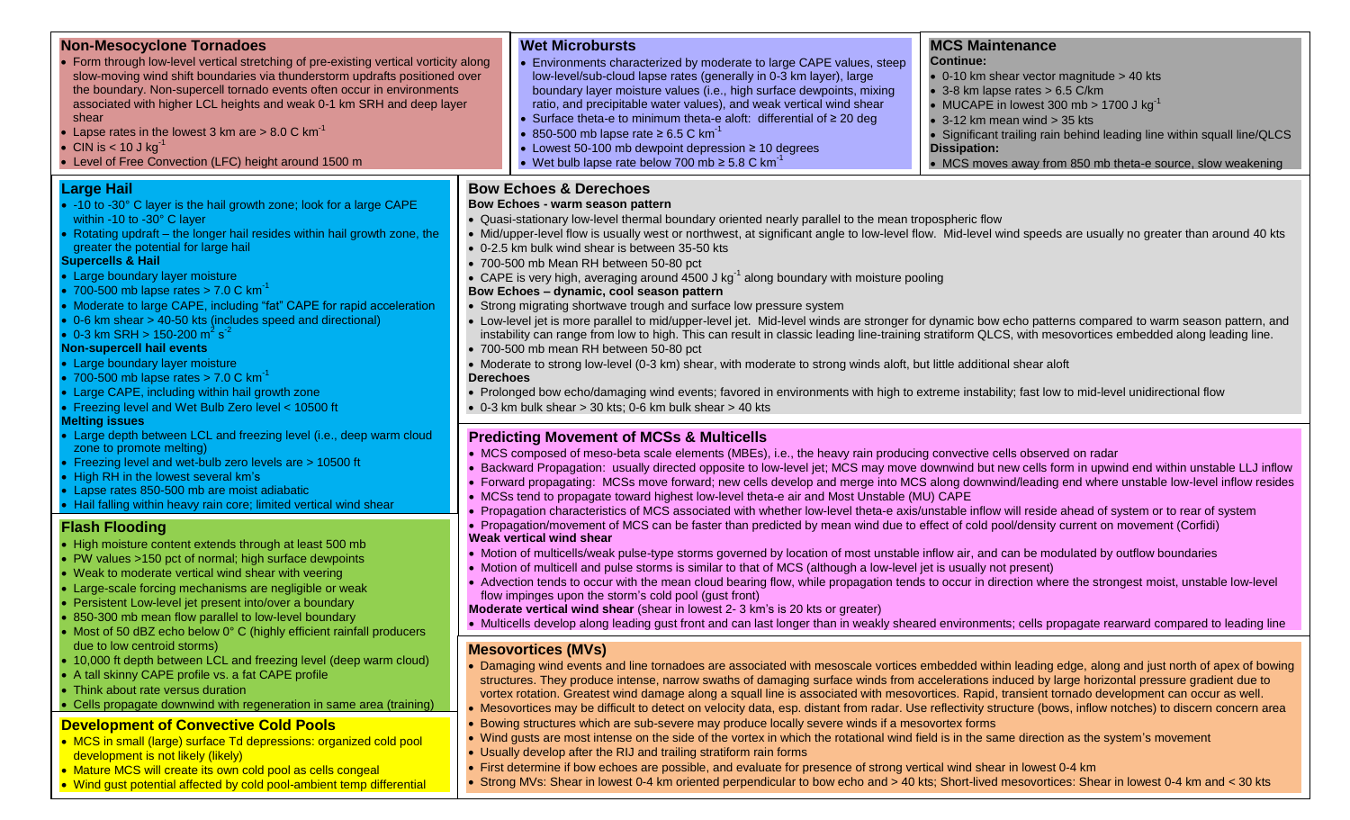## Non-Mesocyclone Tornadoes

- Form through low-level vertical stretching of pre-existing vertical vorticity along slow-moving wind shift boundaries via thunderstorm updrafts positioned over the boundary. Non-supercell tornado events often occur in environments associated with higher LCL heights and weak 0-1 km SRH and deep layer shear
- Lapse rates in the lowest 3 km are > 8.0 C $km^{-1}$
- CIN is < 10 J $kg^{-1}$
- Level of Free Convection (LFC) height around 1500 m

## Wet Microbursts

- Environments characterized by moderate to large CAPE values, steep low-level/sub-cloud lapse rates (generally in 0-3 km layer), large boundary layer moisture values (i.e., high surface dewpoints, mixing ratio, and precipitable water values), and weak vertical wind shear
- Surface theta-e to minimum theta-e aloft: differential of ≥ 20 deg
- 850-500 mb lapse rate ≥ 6.5 C $km^{-1}$
- Lowest 50-100 mb dewpoint depression ≥ 10 degrees
- Wet bulb lapse rate below 700 mb ≥ 5.8 C $km^{-1}$

## MCS Maintenance

**Continue:**

- 0-10 km shear vector magnitude > 40 kts
- 3-8 km lapse rates > 6.5 C/km
- MUCAPE in lowest 300 mb > 1700 J $kg^{-1}$
- 3-12 km mean wind > 35 kts
- Significant trailing rain behind leading line within squall line/QLCS

**Dissipation:**

- MCS moves away from 850 mb theta-e source, slow weakening

## Large Hail

- -10 to -30° C layer is the hail growth zone; look for a large CAPE within -10 to -30° C layer
- Rotating updraft – the longer hail resides within hail growth zone, the greater the potential for large hail

**Supercells & Hail**

- Large boundary layer moisture
- 700-500 mb lapse rates > 7.0 C $km^{-1}$
- Moderate to large CAPE, including "fat" CAPE for rapid acceleration
- 0-6 km shear > 40-50 kts (includes speed and directional)
- 0-3 km SRH > 150-200 $m^2$ $s^{-2}$

**Non-supercell hail events**

- Large boundary layer moisture
- 700-500 mb lapse rates > 7.0 C $km^{-1}$
- Large CAPE, including within hail growth zone
- Freezing level and Wet Bulb Zero level < 10500 ft

**Melting issues**

- Large depth between LCL and freezing level (i.e., deep warm cloud zone to promote melting)
- Freezing level and wet-bulb zero levels are > 10500 ft
- High RH in the lowest several km's
- Lapse rates 850-500 mb are moist adiabatic
- Hail falling within heavy rain core; limited vertical wind shear

## Flash Flooding

- High moisture content extends through at least 500 mb
- PW values >150 pct of normal; high surface dewpoints
- Weak to moderate vertical wind shear with veering
- Large-scale forcing mechanisms are negligible or weak
- Persistent Low-level jet present into/over a boundary
- 850-300 mb mean flow parallel to low-level boundary
- Most of 50 dBZ echo below 0° C (highly efficient rainfall producers due to low centroid storms)
- 10,000 ft depth between LCL and freezing level (deep warm cloud)
- A tall skinny CAPE profile vs. a fat CAPE profile
- Think about rate versus duration
- Cells propagate downwind with regeneration in same area (training)

## Development of Convective Cold Pools

- MCS in small (large) surface Td depressions: organized cold pool development is not likely (likely)
- Mature MCS will create its own cold pool as cells congeal
- Wind gust potential affected by cold pool-ambient temp differential

## Bow Echoes & Derechoes

**Bow Echoes - warm season pattern**

- Quasi-stationary low-level thermal boundary oriented nearly parallel to the mean tropospheric flow
- Mid/upper-level flow is usually west or northwest, at significant angle to low-level flow. Mid-level wind speeds are usually no greater than around 40 kts
- 0-2.5 km bulk wind shear is between 35-50 kts
- 700-500 mb Mean RH between 50-80 pct
- CAPE is very high, averaging around 4500 J $kg^{-1}$ along boundary with moisture pooling

**Bow Echoes – dynamic, cool season pattern**

- Strong migrating shortwave trough and surface low pressure system
- Low-level jet is more parallel to mid/upper-level jet. Mid-level winds are stronger for dynamic bow echo patterns compared to warm season pattern, and instability can range from low to high. This can result in classic leading line-training stratiform QLCS, with mesovortices embedded along leading line.
- 700-500 mb mean RH between 50-80 pct
- Moderate to strong low-level (0-3 km) shear, with moderate to strong winds aloft, but little additional shear aloft

**Derechoes**

- Prolonged bow echo/damaging wind events; favored in environments with high to extreme instability; fast low to mid-level unidirectional flow
- 0-3 km bulk shear > 30 kts; 0-6 km bulk shear > 40 kts

## Predicting Movement of MCSs & Multicells

- MCS composed of meso-beta scale elements (MBEs), i.e., the heavy rain producing convective cells observed on radar
- Backward Propagation: usually directed opposite to low-level jet; MCS may move downwind but new cells form in upwind end within unstable LLJ inflow
- Forward propagating: MCSs move forward; new cells develop and merge into MCS along downwind/leading end where unstable low-level inflow resides
- MCSs tend to propagate toward highest low-level theta-e air and Most Unstable (MU) CAPE
- Propagation characteristics of MCS associated with whether low-level theta-e axis/unstable inflow will reside ahead of system or to rear of system
- Propagation/movement of MCS can be faster than predicted by mean wind due to effect of cold pool/density current on movement (Corfidi)

**Weak vertical wind shear**

- Motion of multicells/weak pulse-type storms governed by location of most unstable inflow air, and can be modulated by outflow boundaries
- Motion of multicell and pulse storms is similar to that of MCS (although a low-level jet is usually not present)
- Advection tends to occur with the mean cloud bearing flow, while propagation tends to occur in direction where the strongest moist, unstable low-level flow impinges upon the storm's cold pool (gust front)

**Moderate vertical wind shear** (shear in lowest 2- 3 km's is 20 kts or greater)

- Multicells develop along leading gust front and can last longer than in weakly sheared environments; cells propagate rearward compared to leading line

## Mesovortices (MVs)

- Damaging wind events and line tornadoes are associated with mesoscale vortices embedded within leading edge, along and just north of apex of bowing structures. They produce intense, narrow swaths of damaging surface winds from accelerations induced by large horizontal pressure gradient due to vortex rotation. Greatest wind damage along a squall line is associated with mesovortices. Rapid, transient tornado development can occur as well.
- Mesovortices may be difficult to detect on velocity data, esp. distant from radar. Use reflectivity structure (bows, inflow notches) to discern concern area
- Bowing structures which are sub-severe may produce locally severe winds if a mesovortex forms
- Wind gusts are most intense on the side of the vortex in which the rotational wind field is in the same direction as the system's movement
- Usually develop after the RIJ and trailing stratiform rain forms
- First determine if bow echoes are possible, and evaluate for presence of strong vertical wind shear in lowest 0-4 km
- Strong MVs: Shear in lowest 0-4 km oriented perpendicular to bow echo and > 40 kts; Short-lived mesovortices: Shear in lowest 0-4 km and < 30 kts